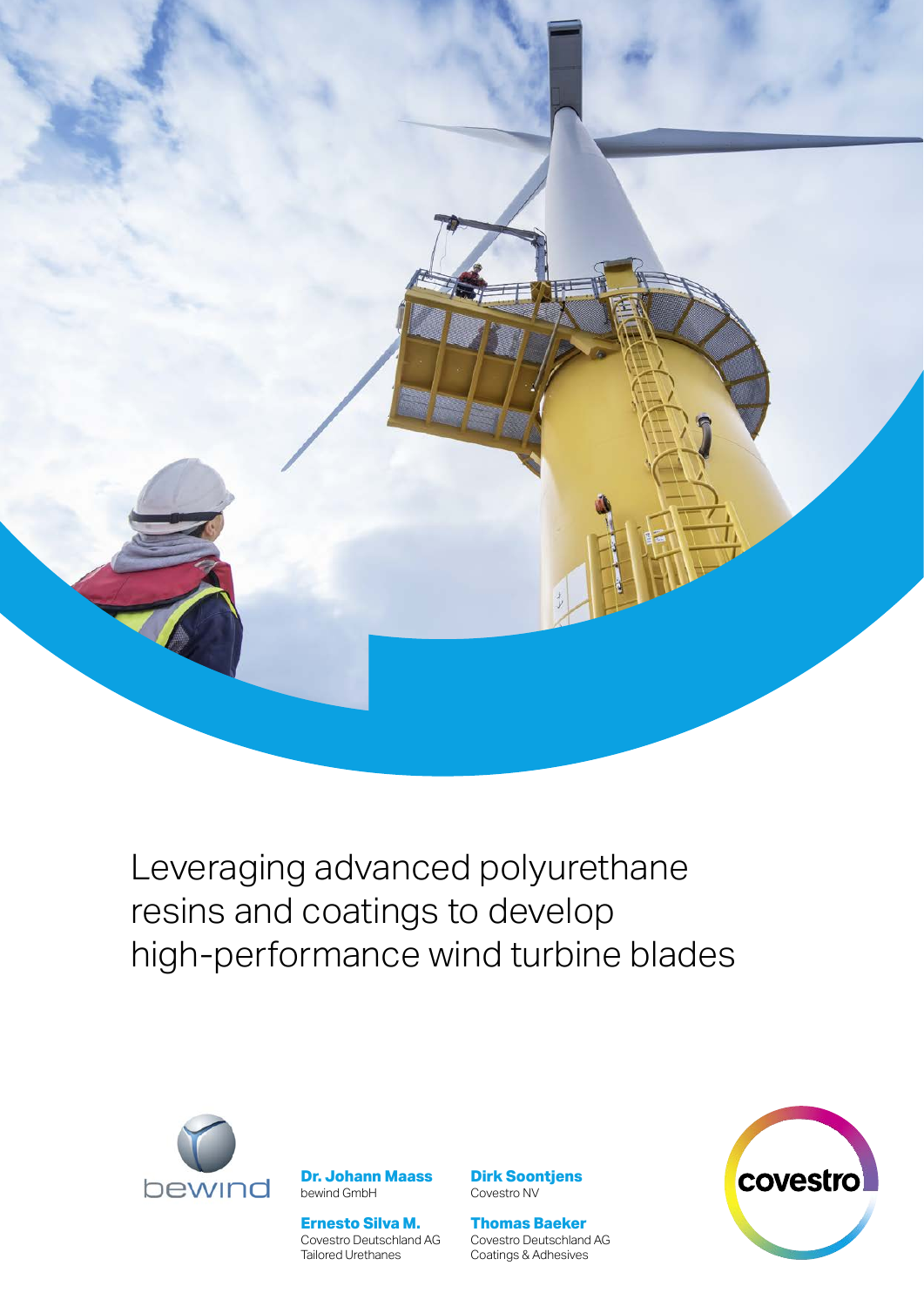# Leveraging advanced polyurethane resins and coatings to develop high-performance wind turbine blades

bewind

**Dr. Johann Maass**
bewind GmbH

**Ernesto Silva M.**
Covestro Deutschland AG
Tailored Urethanes

**Dirk Soontjens**
Covestro NV

**Thomas Baeker**
Covestro Deutschland AG
Coatings & Adhesives

covestro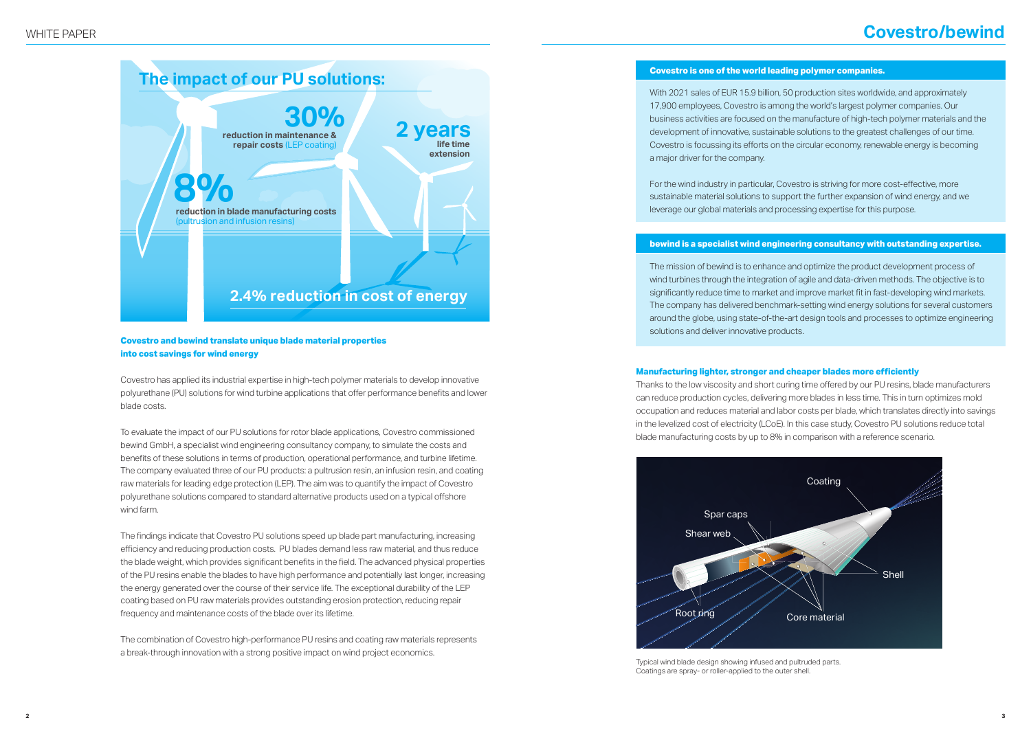## The impact of our PU solutions:

**30%** reduction in maintenance & repair costs (LEP coating)

**2 years** life time extension

**8%** reduction in blade manufacturing costs (pultrusion and infusion resins)

**2.4% reduction in cost of energy**

### Covestro and bewind translate unique blade material properties into cost savings for wind energy

Covestro has applied its industrial expertise in high-tech polymer materials to develop innovative polyurethane (PU) solutions for wind turbine applications that offer performance benefits and lower blade costs.

To evaluate the impact of our PU solutions for rotor blade applications, Covestro commissioned bewind GmbH, a specialist wind engineering consultancy company, to simulate the costs and benefits of these solutions in terms of production, operational performance, and turbine lifetime. The company evaluated three of our PU products: a pultrusion resin, an infusion resin, and coating raw materials for leading edge protection (LEP). The aim was to quantify the impact of Covestro polyurethane solutions compared to standard alternative products used on a typical offshore wind farm.

The findings indicate that Covestro PU solutions speed up blade part manufacturing, increasing efficiency and reducing production costs. PU blades demand less raw material, and thus reduce the blade weight, which provides significant benefits in the field. The advanced physical properties of the PU resins enable the blades to have high performance and potentially last longer, increasing the energy generated over the course of their service life. The exceptional durability of the LEP coating based on PU raw materials provides outstanding erosion protection, reducing repair frequency and maintenance costs of the blade over its lifetime.

The combination of Covestro high-performance PU resins and coating raw materials represents a break-through innovation with a strong positive impact on wind project economics.

## Covestro/bewind

### Covestro is one of the world leading polymer companies.

With 2021 sales of EUR 15.9 billion, 50 production sites worldwide, and approximately 17,900 employees, Covestro is among the world's largest polymer companies. Our business activities are focused on the manufacture of high-tech polymer materials and the development of innovative, sustainable solutions to the greatest challenges of our time. Covestro is focussing its efforts on the circular economy, renewable energy is becoming a major driver for the company.

For the wind industry in particular, Covestro is striving for more cost-effective, more sustainable material solutions to support the further expansion of wind energy, and we leverage our global materials and processing expertise for this purpose.

### bewind is a specialist wind engineering consultancy with outstanding expertise.

The mission of bewind is to enhance and optimize the product development process of wind turbines through the integration of agile and data-driven methods. The objective is to significantly reduce time to market and improve market fit in fast-developing wind markets. The company has delivered benchmark-setting wind energy solutions for several customers around the globe, using state-of-the-art design tools and processes to optimize engineering solutions and deliver innovative products.

### Manufacturing lighter, stronger and cheaper blades more efficiently

Thanks to the low viscosity and short curing time offered by our PU resins, blade manufacturers can reduce production cycles, delivering more blades in less time. This in turn optimizes mold occupation and reduces material and labor costs per blade, which translates directly into savings in the levelized cost of electricity (LCoE). In this case study, Covestro PU solutions reduce total blade manufacturing costs by up to 8% in comparison with a reference scenario.

Coating, Spar caps, Shear web, Shell, Root ring, Core material

Typical wind blade design showing infused and pultruded parts. Coatings are spray- or roller-applied to the outer shell.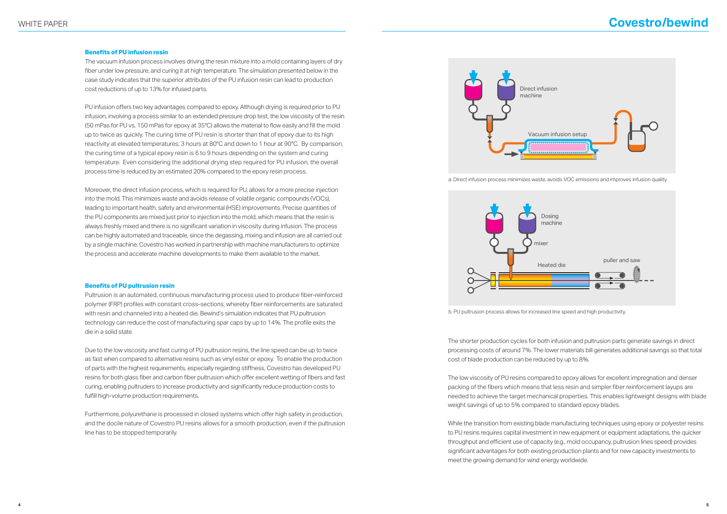### Benefits of PU infusion resin

The vacuum infusion process involves driving the resin mixture into a mold containing layers of dry fiber under low pressure, and curing it at high temperature. The simulation presented below in the case study indicates that the superior attributes of the PU infusion resin can lead to production cost reductions of up to 13% for infused parts.

PU infusion offers two key advantages compared to epoxy. Although drying is required prior to PU infusion, involving a process similar to an extended pressure drop test, the low viscosity of the resin (50 mPas for PU vs. 150 mPas for epoxy at 35°C) allows the material to flow easily and fill the mold up to twice as quickly. The curing time of PU resin is shorter than that of epoxy due to its high reactivity at elevated temperatures; 3 hours at 80°C and down to 1 hour at 90°C. By comparison, the curing time of a typical epoxy resin is 6 to 9 hours depending on the system and curing temperature. Even considering the additional drying step required for PU infusion, the overall process time is reduced by an estimated 20% compared to the epoxy resin process.

Moreover, the direct infusion process, which is required for PU, allows for a more precise injection into the mold. This minimizes waste and avoids release of volatile organic compounds (VOCs), leading to important health, safety and environmental (HSE) improvements. Precise quantities of the PU components are mixed just prior to injection into the mold, which means that the resin is always freshly mixed and there is no significant variation in viscosity during infusion. The process can be highly automated and traceable, since the degassing, mixing and infusion are all carried out by a single machine. Covestro has worked in partnership with machine manufacturers to optimize the process and accelerate machine developments to make them available to the market.

### Benefits of PU pultrusion resin

Pultrusion is an automated, continuous manufacturing process used to produce fiber-reinforced polymer (FRP) profiles with constant cross-sections, whereby fiber reinforcements are saturated with resin and channeled into a heated die. Bewind's simulation indicates that PU pultrusion technology can reduce the cost of manufacturing spar caps by up to 14%. The profile exits the die in a solid state.

Due to the low viscosity and fast curing of PU pultrusion resins, the line speed can be up to twice as fast when compared to alternative resins such as vinyl ester or epoxy. To enable the production of parts with the highest requirements, especially regarding stiffness, Covestro has developed PU resins for both glass fiber and carbon fiber pultrusion which offer excellent wetting of fibers and fast curing, enabling pultruders to increase productivity and significantly reduce production costs to fulfill high-volume production requirements.

Furthermore, polyurethane is processed in closed systems which offer high safety in production, and the docile nature of Covestro PU resins allows for a smooth production, even if the pultrusion line has to be stopped temporarily.

a. Direct infusion process minimizes waste, avoids VOC emissions and improves infusion quality.

b. PU pultrusion process allows for increased line speed and high productivity.

The shorter production cycles for both infusion and pultrusion parts generate savings in direct processing costs of around 7%. The lower materials bill generates additional savings so that total cost of blade production can be reduced by up to 8%.

The low viscosity of PU resins compared to epoxy allows for excellent impregnation and denser packing of the fibers which means that less resin and simpler fiber reinforcement layups are needed to achieve the target mechanical properties. This enables lightweight designs with blade weight savings of up to 5% compared to standard epoxy blades.

While the transition from existing blade manufacturing techniques using epoxy or polyester resins to PU resins requires capital investment in new equipment or equipment adaptations, the quicker throughput and efficient use of capacity (e.g., mold occupancy, pultrusion lines speed) provides significant advantages for both existing production plants and for new capacity investments to meet the growing demand for wind energy worldwide.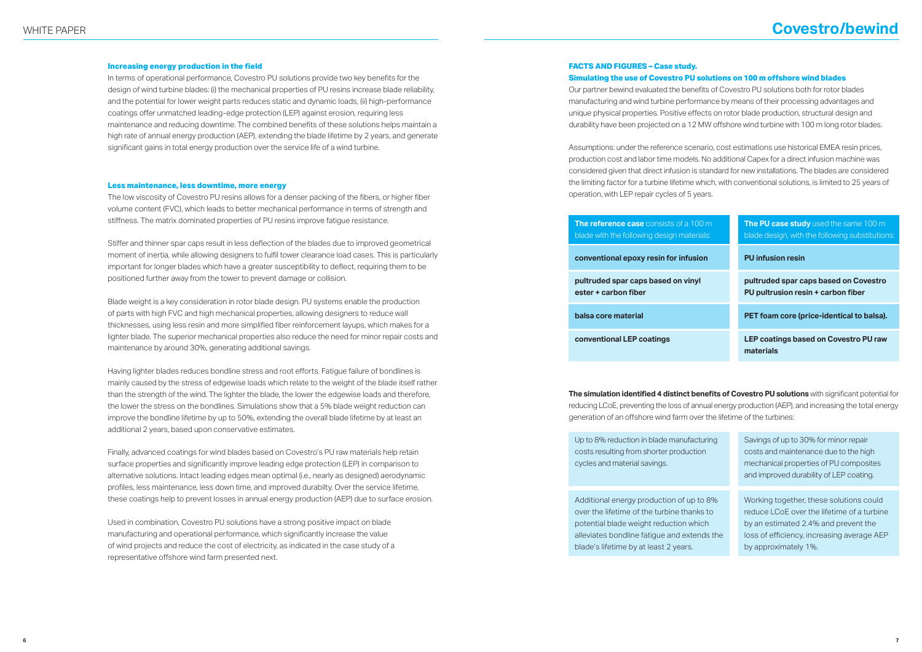### Increasing energy production in the field

In terms of operational performance, Covestro PU solutions provide two key benefits for the design of wind turbine blades: (i) the mechanical properties of PU resins increase blade reliability, and the potential for lower weight parts reduces static and dynamic loads, (ii) high-performance coatings offer unmatched leading-edge protection (LEP) against erosion, requiring less maintenance and reducing downtime. The combined benefits of these solutions helps maintain a high rate of annual energy production (AEP), extending the blade lifetime by 2 years, and generate significant gains in total energy production over the service life of a wind turbine.

### Less maintenance, less downtime, more energy

The low viscosity of Covestro PU resins allows for a denser packing of the fibers, or higher fiber volume content (FVC), which leads to better mechanical performance in terms of strength and stiffness. The matrix dominated properties of PU resins improve fatigue resistance.

Stiffer and thinner spar caps result in less deflection of the blades due to improved geometrical moment of inertia, while allowing designers to fulfil tower clearance load cases. This is particularly important for longer blades which have a greater susceptibility to deflect, requiring them to be positioned further away from the tower to prevent damage or collision.

Blade weight is a key consideration in rotor blade design. PU systems enable the production of parts with high FVC and high mechanical properties, allowing designers to reduce wall thicknesses, using less resin and more simplified fiber reinforcement layups, which makes for a lighter blade. The superior mechanical properties also reduce the need for minor repair costs and maintenance by around 30%, generating additional savings.

Having lighter blades reduces bondline stress and root efforts. Fatigue failure of bondlines is mainly caused by the stress of edgewise loads which relate to the weight of the blade itself rather than the strength of the wind. The lighter the blade, the lower the edgewise loads and therefore, the lower the stress on the bondlines. Simulations show that a 5% blade weight reduction can improve the bondline lifetime by up to 50%, extending the overall blade lifetime by at least an additional 2 years, based upon conservative estimates.

Finally, advanced coatings for wind blades based on Covestro's PU raw materials help retain surface properties and significantly improve leading edge protection (LEP) in comparison to alternative solutions. Intact leading edges mean optimal (i.e., nearly as designed) aerodynamic profiles, less maintenance, less down time, and improved durabilty. Over the service lifetime, these coatings help to prevent losses in annual energy production (AEP) due to surface erosion.

Used in combination, Covestro PU solutions have a strong positive impact on blade manufacturing and operational performance, which significantly increase the value of wind projects and reduce the cost of electricity, as indicated in the case study of a representative offshore wind farm presented next.

### FACTS AND FIGURES – Case study.
### Simulating the use of Covestro PU solutions on 100 m offshore wind blades

Our partner bewind evaluated the benefits of Covestro PU solutions both for rotor blades manufacturing and wind turbine performance by means of their processing advantages and unique physical properties. Positive effects on rotor blade production, structural design and durability have been projected on a 12 MW offshore wind turbine with 100 m long rotor blades.

Assumptions: under the reference scenario, cost estimations use historical EMEA resin prices, production cost and labor time models. No additional Capex for a direct infusion machine was considered given that direct infusion is standard for new installations. The blades are considered the limiting factor for a turbine lifetime which, with conventional solutions, is limited to 25 years of operation, with LEP repair cycles of 5 years.

| **The reference case** consists of a 100 m blade with the following design materials: | **The PU case study** used the same 100 m blade design, with the following substitutions: |
|---|---|
| **conventional epoxy resin for infusion** | **PU infusion resin** |
| **pultruded spar caps based on vinyl ester + carbon fiber** | **pultruded spar caps based on Covestro PU pultrusion resin + carbon fiber** |
| **balsa core material** | **PET foam core (price-identical to balsa).** |
| **conventional LEP coatings** | **LEP coatings based on Covestro PU raw materials** |

**The simulation identified 4 distinct benefits of Covestro PU solutions** with significant potential for reducing LCoE, preventing the loss of annual energy production (AEP), and increasing the total energy generation of an offshore wind farm over the lifetime of the turbines:

- Up to 8% reduction in blade manufacturing costs resulting from shorter production cycles and material savings.
- Savings of up to 30% for minor repair costs and maintenance due to the high mechanical properties of PU composites and improved durability of LEP coating.
- Additional energy production of up to 8% over the lifetime of the turbine thanks to potential blade weight reduction which alleviates bondline fatigue and extends the blade's lifetime by at least 2 years.
- Working together, these solutions could reduce LCoE over the lifetime of a turbine by an estimated 2.4% and prevent the loss of efficiency, increasing average AEP by approximately 1%.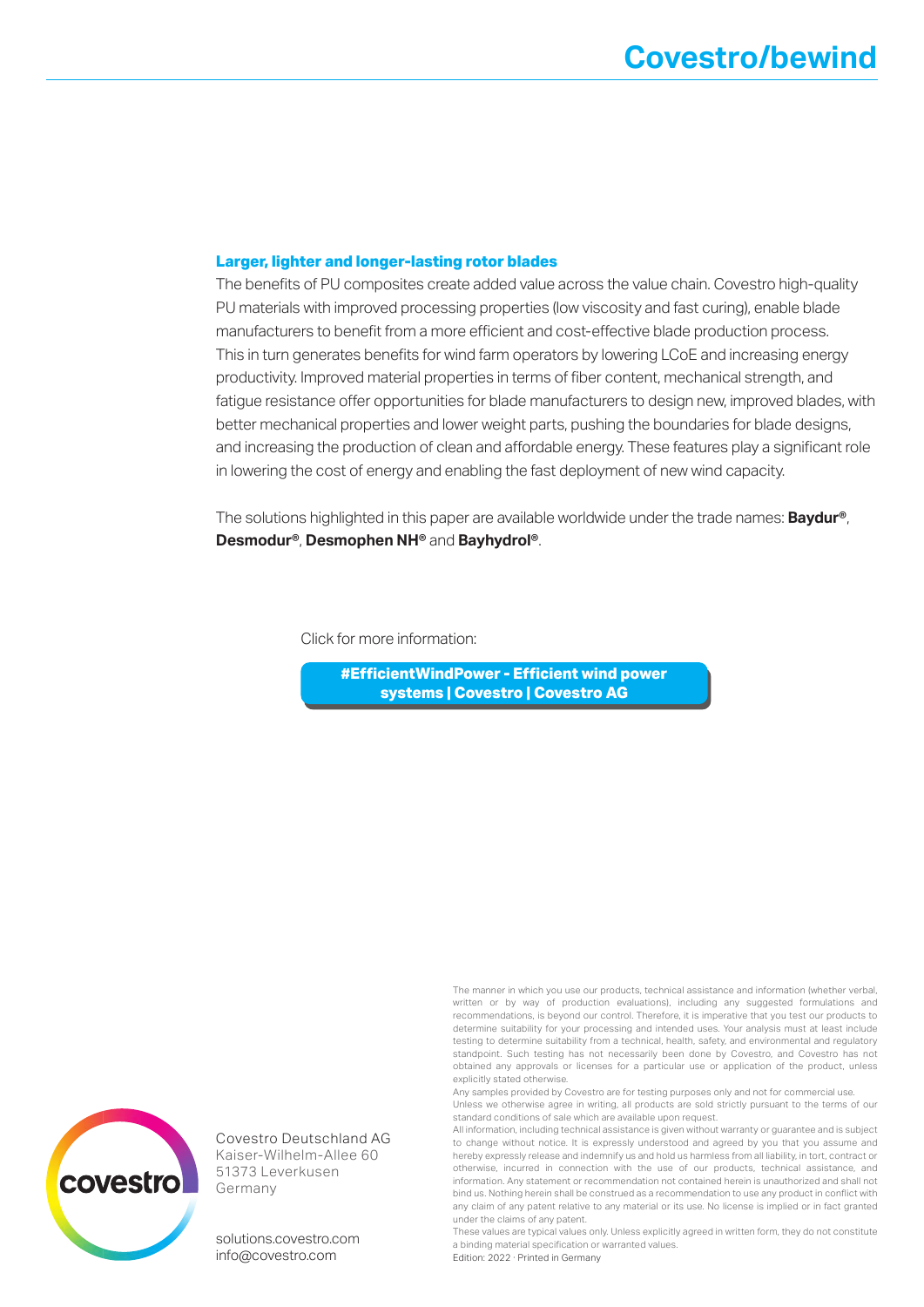### Larger, lighter and longer-lasting rotor blades

The benefits of PU composites create added value across the value chain. Covestro high-quality PU materials with improved processing properties (low viscosity and fast curing), enable blade manufacturers to benefit from a more efficient and cost-effective blade production process. This in turn generates benefits for wind farm operators by lowering LCoE and increasing energy productivity. Improved material properties in terms of fiber content, mechanical strength, and fatigue resistance offer opportunities for blade manufacturers to design new, improved blades, with better mechanical properties and lower weight parts, pushing the boundaries for blade designs, and increasing the production of clean and affordable energy. These features play a significant role in lowering the cost of energy and enabling the fast deployment of new wind capacity.

The solutions highlighted in this paper are available worldwide under the trade names: **Baydur®**, **Desmodur®**, **Desmophen NH®** and **Bayhydrol®**.

Click for more information:

**#EfficientWindPower - Efficient wind power systems | Covestro | Covestro AG**

Covestro Deutschland AG
Kaiser-Wilhelm-Allee 60
51373 Leverkusen
Germany

solutions.covestro.com
info@covestro.com

The manner in which you use our products, technical assistance and information (whether verbal, written or by way of production evaluations), including any suggested formulations and recommendations, is beyond our control. Therefore, it is imperative that you test our products to determine suitability for your processing and intended uses. Your analysis must at least include testing to determine suitability from a technical, health, safety, and environmental and regulatory standpoint. Such testing has not necessarily been done by Covestro, and Covestro has not obtained any approvals or licenses for a particular use or application of the product, unless explicitly stated otherwise.
Any samples provided by Covestro are for testing purposes only and not for commercial use.
Unless we otherwise agree in writing, all products are sold strictly pursuant to the terms of our standard conditions of sale which are available upon request.
All information, including technical assistance is given without warranty or guarantee and is subject to change without notice. It is expressly understood and agreed by you that you assume and hereby expressly release and indemnify us and hold us harmless from all liability, in tort, contract or otherwise, incurred in connection with the use of our products, technical assistance, and information. Any statement or recommendation not contained herein is unauthorized and shall not bind us. Nothing herein shall be construed as a recommendation to use any product in conflict with any claim of any patent relative to any material or its use. No license is implied or in fact granted under the claims of any patent.
These values are typical values only. Unless explicitly agreed in written form, they do not constitute a binding material specification or warranted values.
Edition: 2022 · Printed in Germany